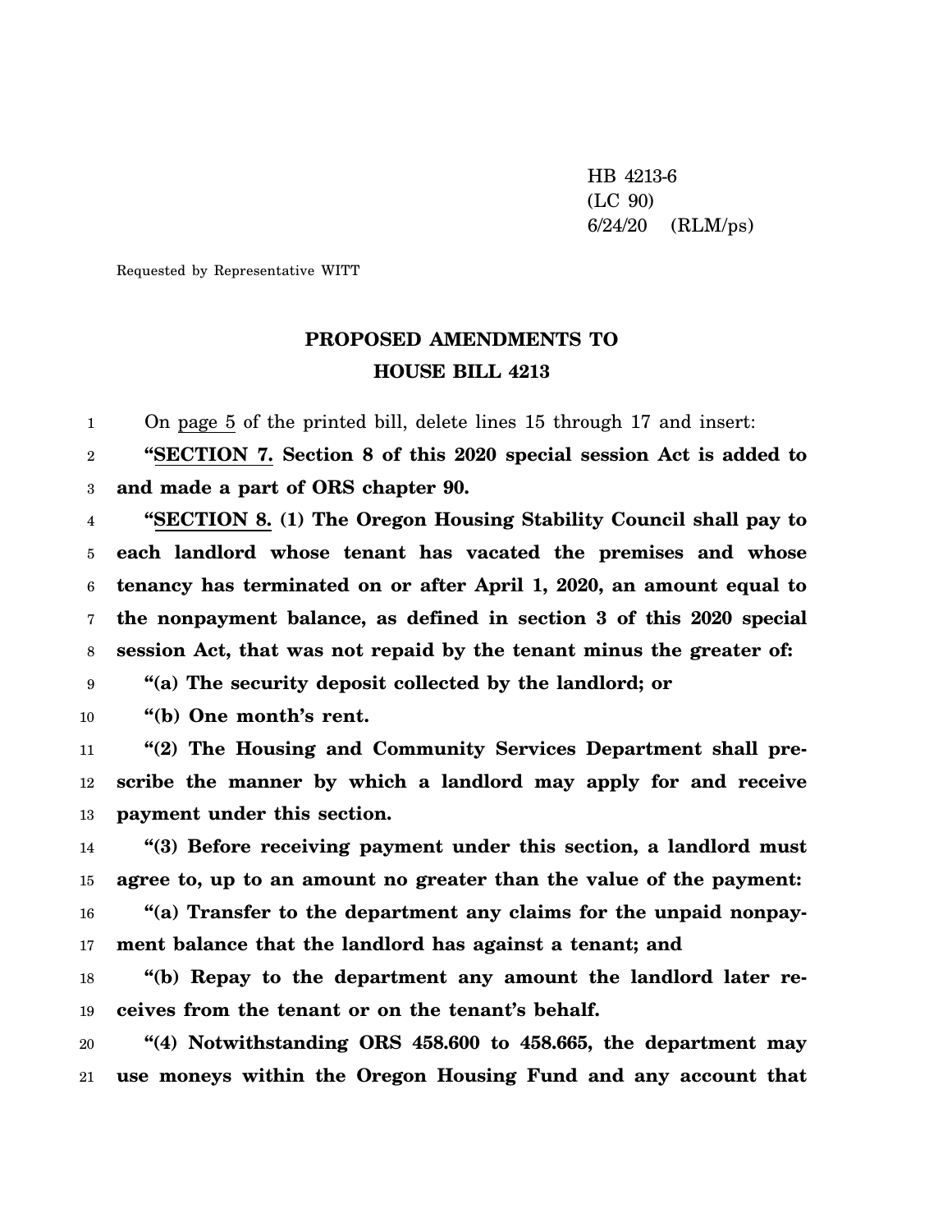HB 4213-6
(LC 90)
6/24/20 (RLM/ps)

Requested by Representative WITT

# PROPOSED AMENDMENTS TO HOUSE BILL 4213

On page 5 of the printed bill, delete lines 15 through 17 and insert:

"**SECTION 7. Section 8 of this 2020 special session Act is added to and made a part of ORS chapter 90.**

"**SECTION 8. (1) The Oregon Housing Stability Council shall pay to each landlord whose tenant has vacated the premises and whose tenancy has terminated on or after April 1, 2020, an amount equal to the nonpayment balance, as defined in section 3 of this 2020 special session Act, that was not repaid by the tenant minus the greater of:**

"**(a) The security deposit collected by the landlord; or**

"**(b) One month's rent.**

"**(2) The Housing and Community Services Department shall prescribe the manner by which a landlord may apply for and receive payment under this section.**

"**(3) Before receiving payment under this section, a landlord must agree to, up to an amount no greater than the value of the payment:**

"**(a) Transfer to the department any claims for the unpaid nonpayment balance that the landlord has against a tenant; and**

"**(b) Repay to the department any amount the landlord later receives from the tenant or on the tenant's behalf.**

"**(4) Notwithstanding ORS 458.600 to 458.665, the department may use moneys within the Oregon Housing Fund and any account that**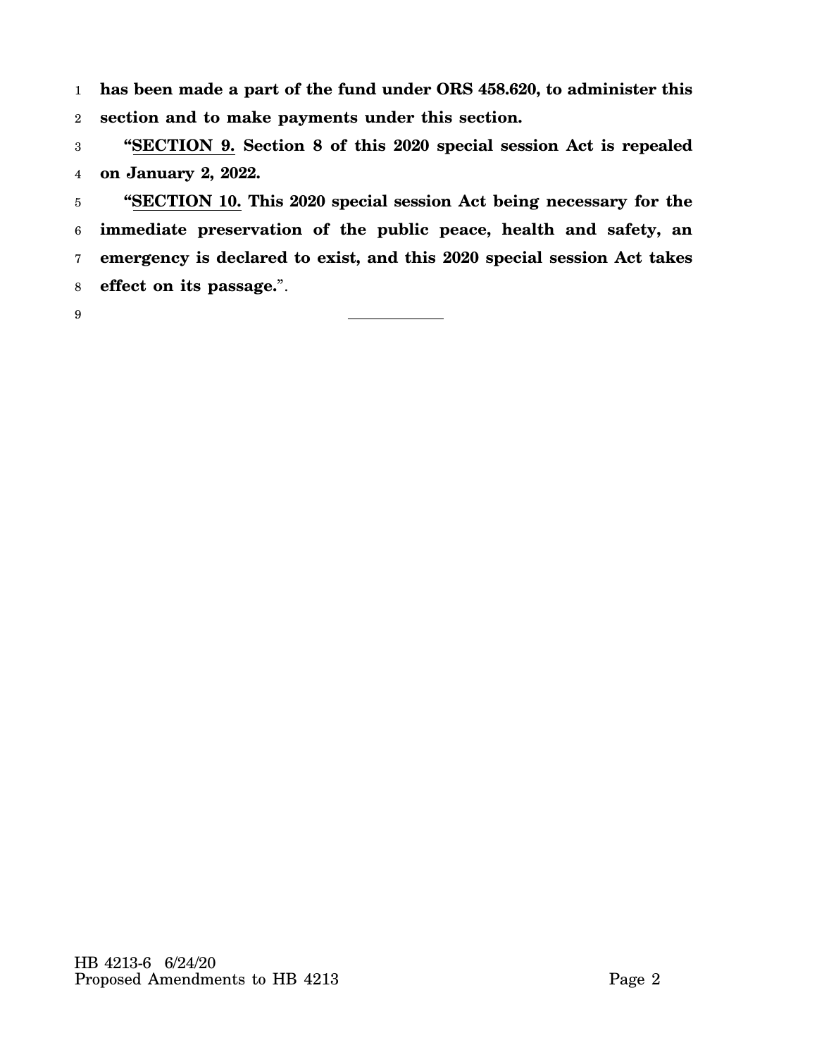**has been made a part of the fund under ORS 458.620, to administer this section and to make payments under this section.**

"**SECTION 9. Section 8 of this 2020 special session Act is repealed on January 2, 2022.**

"**SECTION 10. This 2020 special session Act being necessary for the immediate preservation of the public peace, health and safety, an emergency is declared to exist, and this 2020 special session Act takes effect on its passage.**".

---